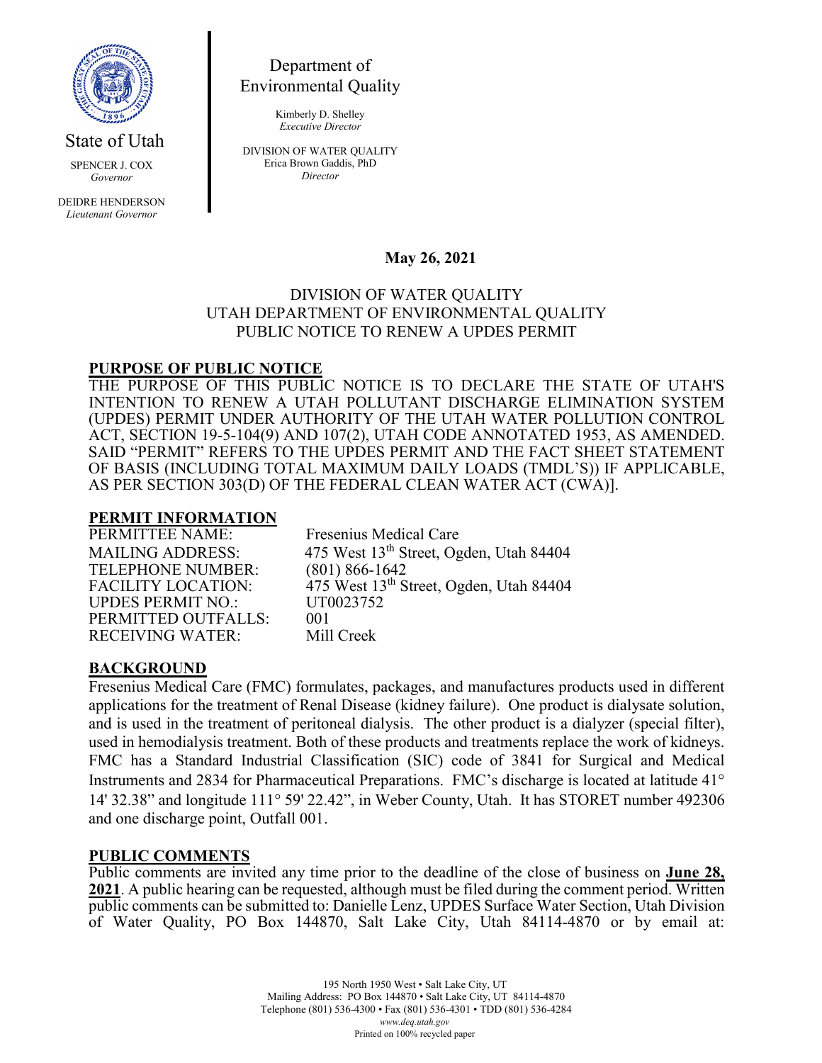State of Utah

SPENCER J. COX
*Governor*

DEIDRE HENDERSON
*Lieutenant Governor*

Department of
Environmental Quality

Kimberly D. Shelley
*Executive Director*

DIVISION OF WATER QUALITY
Erica Brown Gaddis, PhD
*Director*

**May 26, 2021**

DIVISION OF WATER QUALITY
UTAH DEPARTMENT OF ENVIRONMENTAL QUALITY
PUBLIC NOTICE TO RENEW A UPDES PERMIT

## PURPOSE OF PUBLIC NOTICE

THE PURPOSE OF THIS PUBLIC NOTICE IS TO DECLARE THE STATE OF UTAH'S INTENTION TO RENEW A UTAH POLLUTANT DISCHARGE ELIMINATION SYSTEM (UPDES) PERMIT UNDER AUTHORITY OF THE UTAH WATER POLLUTION CONTROL ACT, SECTION 19-5-104(9) AND 107(2), UTAH CODE ANNOTATED 1953, AS AMENDED. SAID "PERMIT" REFERS TO THE UPDES PERMIT AND THE FACT SHEET STATEMENT OF BASIS (INCLUDING TOTAL MAXIMUM DAILY LOADS (TMDL'S)) IF APPLICABLE, AS PER SECTION 303(D) OF THE FEDERAL CLEAN WATER ACT (CWA)].

## PERMIT INFORMATION

PERMITTEE NAME: Fresenius Medical Care
MAILING ADDRESS: 475 West 13th Street, Ogden, Utah 84404
TELEPHONE NUMBER: (801) 866-1642
FACILITY LOCATION: 475 West 13th Street, Ogden, Utah 84404
UPDES PERMIT NO.: UT0023752
PERMITTED OUTFALLS: 001
RECEIVING WATER: Mill Creek

## BACKGROUND

Fresenius Medical Care (FMC) formulates, packages, and manufactures products used in different applications for the treatment of Renal Disease (kidney failure). One product is dialysate solution, and is used in the treatment of peritoneal dialysis. The other product is a dialyzer (special filter), used in hemodialysis treatment. Both of these products and treatments replace the work of kidneys. FMC has a Standard Industrial Classification (SIC) code of 3841 for Surgical and Medical Instruments and 2834 for Pharmaceutical Preparations. FMC's discharge is located at latitude 41° 14' 32.38" and longitude 111° 59' 22.42", in Weber County, Utah. It has STORET number 492306 and one discharge point, Outfall 001.

## PUBLIC COMMENTS

Public comments are invited any time prior to the deadline of the close of business on **June 28, 2021**. A public hearing can be requested, although must be filed during the comment period. Written public comments can be submitted to: Danielle Lenz, UPDES Surface Water Section, Utah Division of Water Quality, PO Box 144870, Salt Lake City, Utah 84114-4870 or by email at:

195 North 1950 West • Salt Lake City, UT
Mailing Address: PO Box 144870 • Salt Lake City, UT 84114-4870
Telephone (801) 536-4300 • Fax (801) 536-4301 • TDD (801) 536-4284
*www.deq.utah.gov*
Printed on 100% recycled paper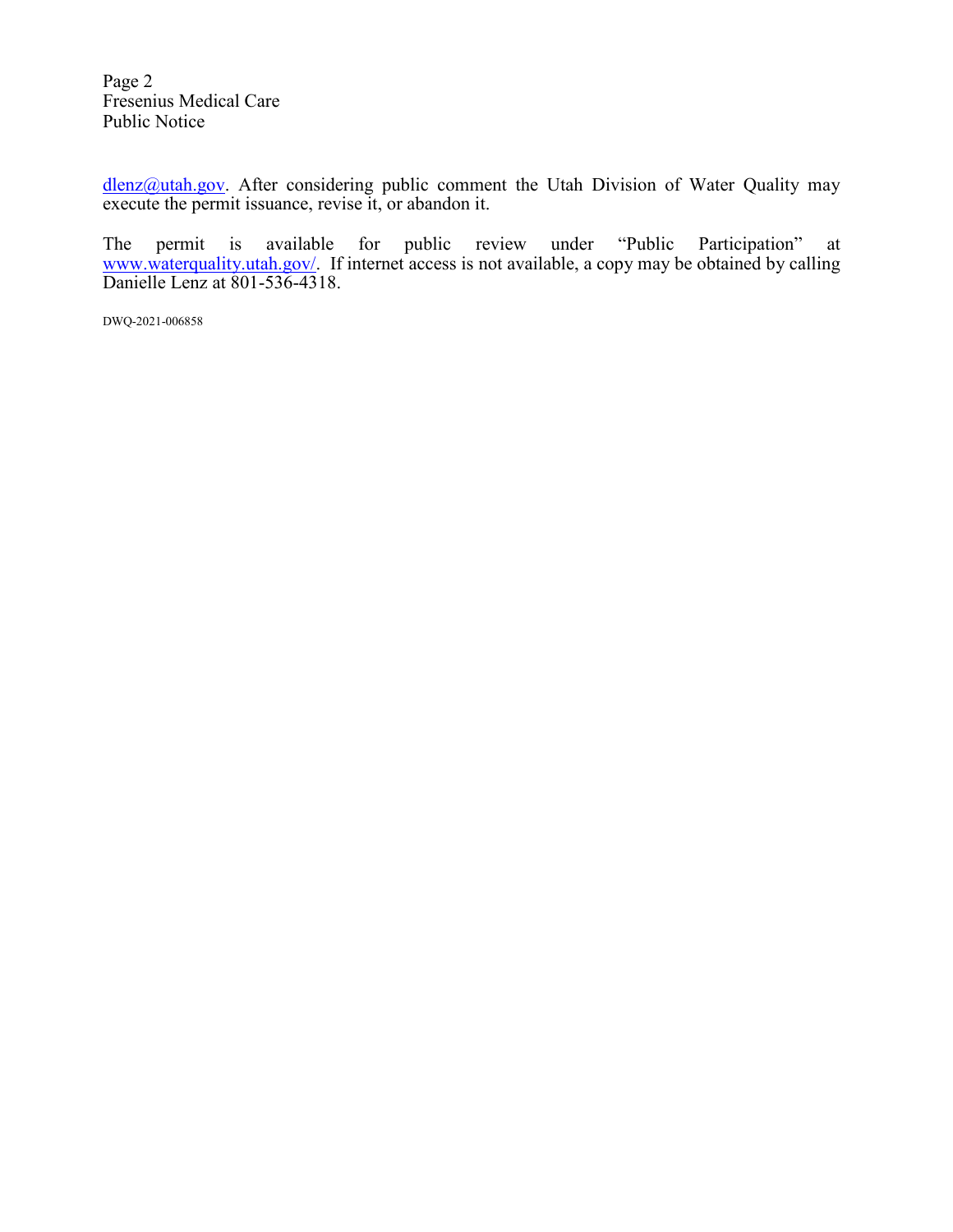dlenz@utah.gov. After considering public comment the Utah Division of Water Quality may execute the permit issuance, revise it, or abandon it.

The permit is available for public review under "Public Participation" at www.waterquality.utah.gov/. If internet access is not available, a copy may be obtained by calling Danielle Lenz at 801-536-4318.

DWQ-2021-006858